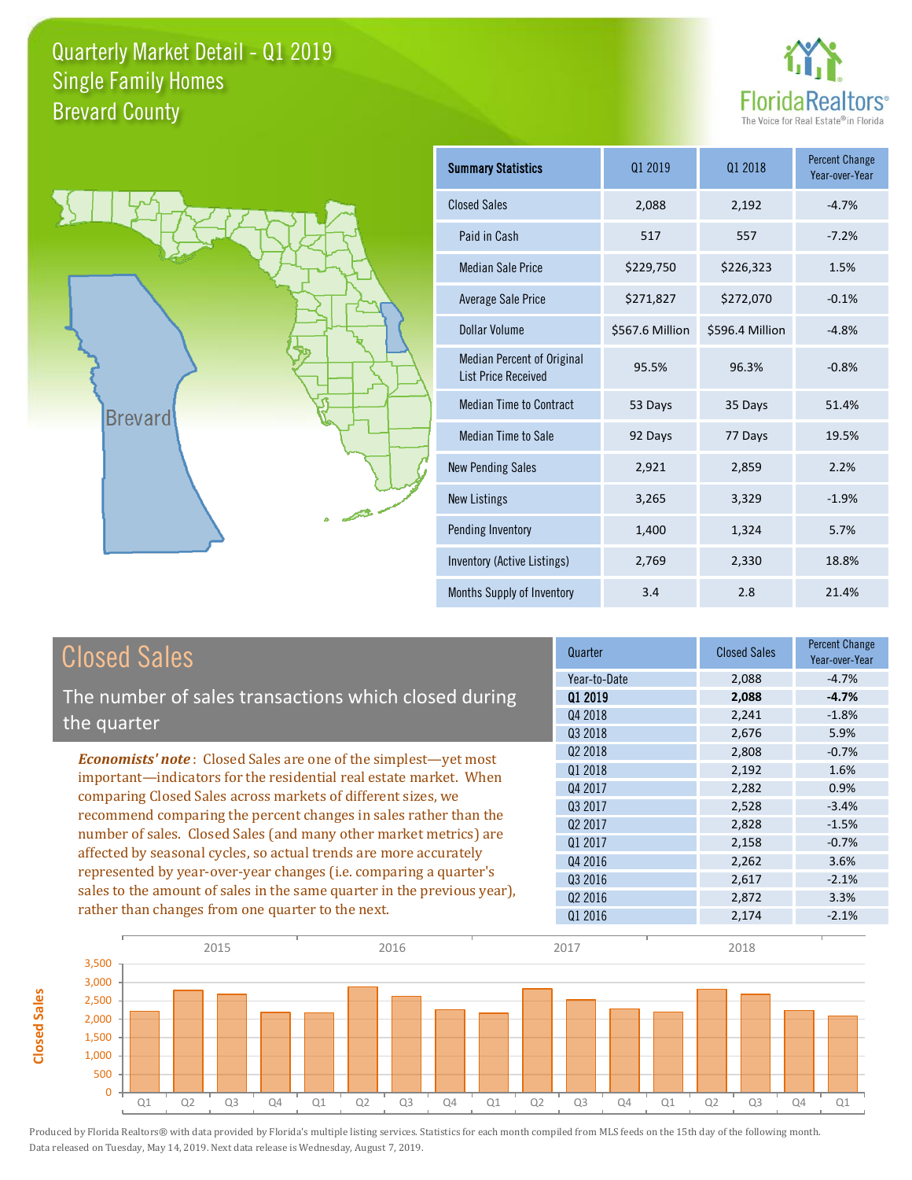# Quarterly Market Detail - Q1 2019
## Single Family Homes
## Brevard County

FloridaRealtors® The Voice for Real Estate® in Florida

| Summary Statistics | Q1 2019 | Q1 2018 | Percent Change Year-over-Year |
|---|---|---|---|
| Closed Sales | 2,088 | 2,192 | -4.7% |
| Paid in Cash | 517 | 557 | -7.2% |
| Median Sale Price | $229,750 | $226,323 | 1.5% |
| Average Sale Price | $271,827 | $272,070 | -0.1% |
| Dollar Volume | $567.6 Million | $596.4 Million | -4.8% |
| Median Percent of Original List Price Received | 95.5% | 96.3% | -0.8% |
| Median Time to Contract | 53 Days | 35 Days | 51.4% |
| Median Time to Sale | 92 Days | 77 Days | 19.5% |
| New Pending Sales | 2,921 | 2,859 | 2.2% |
| New Listings | 3,265 | 3,329 | -1.9% |
| Pending Inventory | 1,400 | 1,324 | 5.7% |
| Inventory (Active Listings) | 2,769 | 2,330 | 18.8% |
| Months Supply of Inventory | 3.4 | 2.8 | 21.4% |

## Closed Sales

The number of sales transactions which closed during the quarter

*Economists' note*: Closed Sales are one of the simplest—yet most important—indicators for the residential real estate market. When comparing Closed Sales across markets of different sizes, we recommend comparing the percent changes in sales rather than the number of sales. Closed Sales (and many other market metrics) are affected by seasonal cycles, so actual trends are more accurately represented by year-over-year changes (i.e. comparing a quarter's sales to the amount of sales in the same quarter in the previous year), rather than changes from one quarter to the next.

| Quarter | Closed Sales | Percent Change Year-over-Year |
|---|---|---|
| Year-to-Date | 2,088 | -4.7% |
| **Q1 2019** | **2,088** | **-4.7%** |
| Q4 2018 | 2,241 | -1.8% |
| Q3 2018 | 2,676 | 5.9% |
| Q2 2018 | 2,808 | -0.7% |
| Q1 2018 | 2,192 | 1.6% |
| Q4 2017 | 2,282 | 0.9% |
| Q3 2017 | 2,528 | -3.4% |
| Q2 2017 | 2,828 | -1.5% |
| Q1 2017 | 2,158 | -0.7% |
| Q4 2016 | 2,262 | 3.6% |
| Q3 2016 | 2,617 | -2.1% |
| Q2 2016 | 2,872 | 3.3% |
| Q1 2016 | 2,174 | -2.1% |

Produced by Florida Realtors® with data provided by Florida's multiple listing services. Statistics for each month compiled from MLS feeds on the 15th day of the following month. Data released on Tuesday, May 14, 2019. Next data release is Wednesday, August 7, 2019.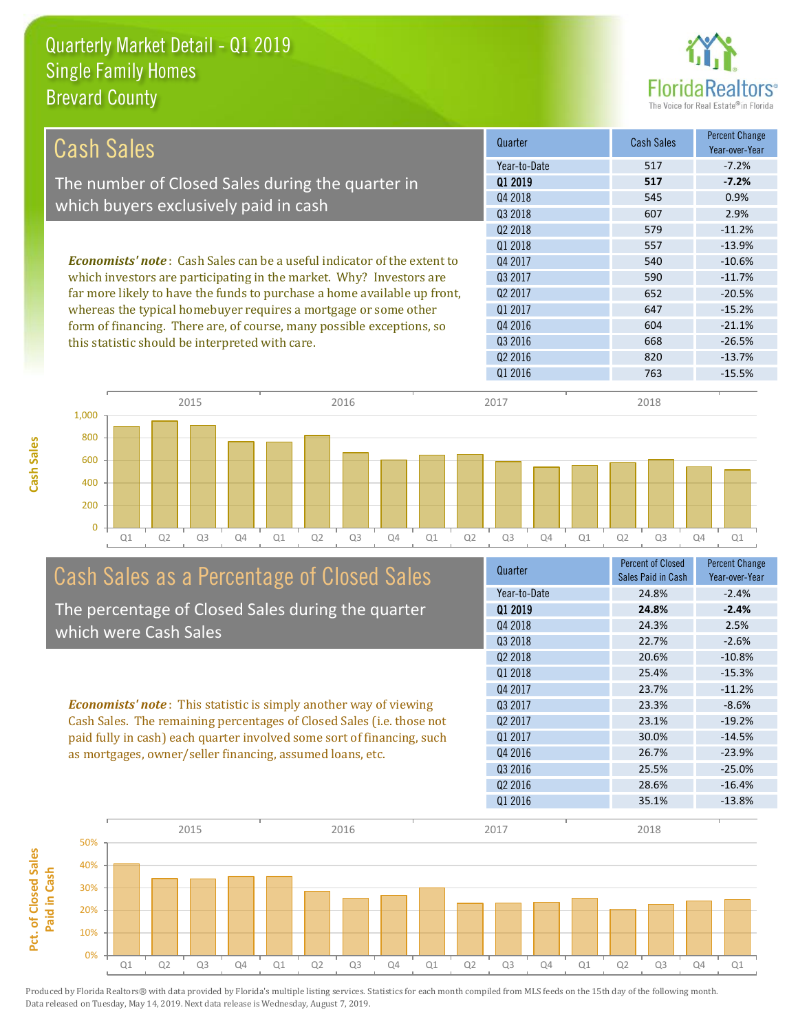# Quarterly Market Detail - Q1 2019
## Single Family Homes
## Brevard County

## Cash Sales

The number of Closed Sales during the quarter in which buyers exclusively paid in cash

*Economists' note*: Cash Sales can be a useful indicator of the extent to which investors are participating in the market. Why? Investors are far more likely to have the funds to purchase a home available up front, whereas the typical homebuyer requires a mortgage or some other form of financing. There are, of course, many possible exceptions, so this statistic should be interpreted with care.

| Quarter | Cash Sales | Percent Change Year-over-Year |
|---|---|---|
| Year-to-Date | 517 | -7.2% |
| **Q1 2019** | **517** | **-7.2%** |
| Q4 2018 | 545 | 0.9% |
| Q3 2018 | 607 | 2.9% |
| Q2 2018 | 579 | -11.2% |
| Q1 2018 | 557 | -13.9% |
| Q4 2017 | 540 | -10.6% |
| Q3 2017 | 590 | -11.7% |
| Q2 2017 | 652 | -20.5% |
| Q1 2017 | 647 | -15.2% |
| Q4 2016 | 604 | -21.1% |
| Q3 2016 | 668 | -26.5% |
| Q2 2016 | 820 | -13.7% |
| Q1 2016 | 763 | -15.5% |

## Cash Sales as a Percentage of Closed Sales

The percentage of Closed Sales during the quarter which were Cash Sales

*Economists' note*: This statistic is simply another way of viewing Cash Sales. The remaining percentages of Closed Sales (i.e. those not paid fully in cash) each quarter involved some sort of financing, such as mortgages, owner/seller financing, assumed loans, etc.

| Quarter | Percent of Closed Sales Paid in Cash | Percent Change Year-over-Year |
|---|---|---|
| Year-to-Date | 24.8% | -2.4% |
| **Q1 2019** | **24.8%** | **-2.4%** |
| Q4 2018 | 24.3% | 2.5% |
| Q3 2018 | 22.7% | -2.6% |
| Q2 2018 | 20.6% | -10.8% |
| Q1 2018 | 25.4% | -15.3% |
| Q4 2017 | 23.7% | -11.2% |
| Q3 2017 | 23.3% | -8.6% |
| Q2 2017 | 23.1% | -19.2% |
| Q1 2017 | 30.0% | -14.5% |
| Q4 2016 | 26.7% | -23.9% |
| Q3 2016 | 25.5% | -25.0% |
| Q2 2016 | 28.6% | -16.4% |
| Q1 2016 | 35.1% | -13.8% |

Produced by Florida Realtors® with data provided by Florida's multiple listing services. Statistics for each month compiled from MLS feeds on the 15th day of the following month. Data released on Tuesday, May 14, 2019. Next data release is Wednesday, August 7, 2019.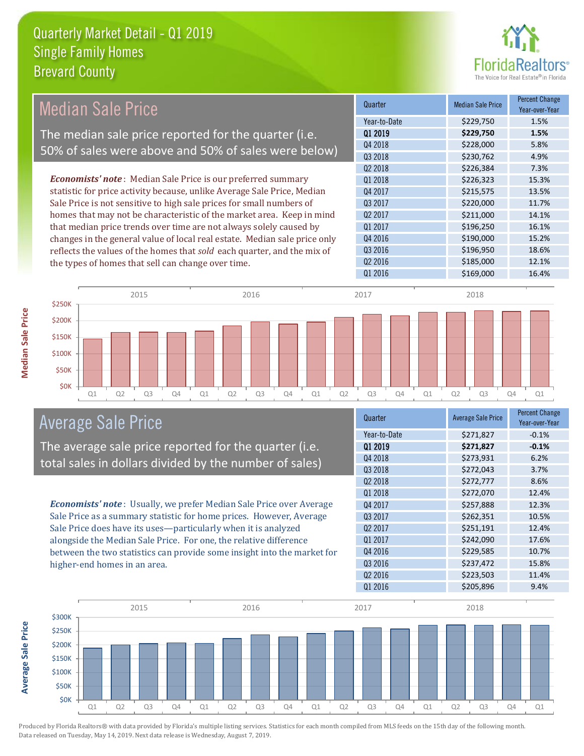# Quarterly Market Detail - Q1 2019
## Single Family Homes
## Brevard County

## Median Sale Price

The median sale price reported for the quarter (i.e. 50% of sales were above and 50% of sales were below)

*Economists' note*: Median Sale Price is our preferred summary statistic for price activity because, unlike Average Sale Price, Median Sale Price is not sensitive to high sale prices for small numbers of homes that may not be characteristic of the market area. Keep in mind that median price trends over time are not always solely caused by changes in the general value of local real estate. Median sale price only reflects the values of the homes that *sold* each quarter, and the mix of the types of homes that sell can change over time.

| Quarter | Median Sale Price | Percent Change Year-over-Year |
|---|---|---|
| Year-to-Date | $229,750 | 1.5% |
| **Q1 2019** | **$229,750** | **1.5%** |
| Q4 2018 | $228,000 | 5.8% |
| Q3 2018 | $230,762 | 4.9% |
| Q2 2018 | $226,384 | 7.3% |
| Q1 2018 | $226,323 | 15.3% |
| Q4 2017 | $215,575 | 13.5% |
| Q3 2017 | $220,000 | 11.7% |
| Q2 2017 | $211,000 | 14.1% |
| Q1 2017 | $196,250 | 16.1% |
| Q4 2016 | $190,000 | 15.2% |
| Q3 2016 | $196,950 | 18.6% |
| Q2 2016 | $185,000 | 12.1% |
| Q1 2016 | $169,000 | 16.4% |

## Average Sale Price

The average sale price reported for the quarter (i.e. total sales in dollars divided by the number of sales)

*Economists' note*: Usually, we prefer Median Sale Price over Average Sale Price as a summary statistic for home prices. However, Average Sale Price does have its uses—particularly when it is analyzed alongside the Median Sale Price. For one, the relative difference between the two statistics can provide some insight into the market for higher-end homes in an area.

| Quarter | Average Sale Price | Percent Change Year-over-Year |
|---|---|---|
| Year-to-Date | $271,827 | -0.1% |
| **Q1 2019** | **$271,827** | **-0.1%** |
| Q4 2018 | $273,931 | 6.2% |
| Q3 2018 | $272,043 | 3.7% |
| Q2 2018 | $272,777 | 8.6% |
| Q1 2018 | $272,070 | 12.4% |
| Q4 2017 | $257,888 | 12.3% |
| Q3 2017 | $262,351 | 10.5% |
| Q2 2017 | $251,191 | 12.4% |
| Q1 2017 | $242,090 | 17.6% |
| Q4 2016 | $229,585 | 10.7% |
| Q3 2016 | $237,472 | 15.8% |
| Q2 2016 | $223,503 | 11.4% |
| Q1 2016 | $205,896 | 9.4% |

Produced by Florida Realtors® with data provided by Florida's multiple listing services. Statistics for each month compiled from MLS feeds on the 15th day of the following month. Data released on Tuesday, May 14, 2019. Next data release is Wednesday, August 7, 2019.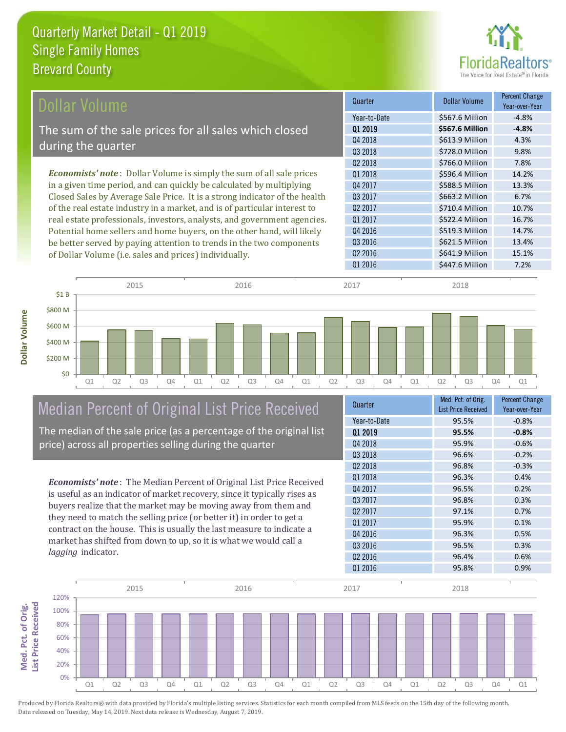# Quarterly Market Detail - Q1 2019
## Single Family Homes
## Brevard County

## Dollar Volume

The sum of the sale prices for all sales which closed during the quarter

***Economists' note***: Dollar Volume is simply the sum of all sale prices in a given time period, and can quickly be calculated by multiplying Closed Sales by Average Sale Price. It is a strong indicator of the health of the real estate industry in a market, and is of particular interest to real estate professionals, investors, analysts, and government agencies. Potential home sellers and home buyers, on the other hand, will likely be better served by paying attention to trends in the two components of Dollar Volume (i.e. sales and prices) individually.

| Quarter | Dollar Volume | Percent Change Year-over-Year |
|---|---|---|
| Year-to-Date | $567.6 Million | -4.8% |
| **Q1 2019** | **$567.6 Million** | **-4.8%** |
| Q4 2018 | $613.9 Million | 4.3% |
| Q3 2018 | $728.0 Million | 9.8% |
| Q2 2018 | $766.0 Million | 7.8% |
| Q1 2018 | $596.4 Million | 14.2% |
| Q4 2017 | $588.5 Million | 13.3% |
| Q3 2017 | $663.2 Million | 6.7% |
| Q2 2017 | $710.4 Million | 10.7% |
| Q1 2017 | $522.4 Million | 16.7% |
| Q4 2016 | $519.3 Million | 14.7% |
| Q3 2016 | $621.5 Million | 13.4% |
| Q2 2016 | $641.9 Million | 15.1% |
| Q1 2016 | $447.6 Million | 7.2% |

## Median Percent of Original List Price Received

The median of the sale price (as a percentage of the original list price) across all properties selling during the quarter

***Economists' note***: The Median Percent of Original List Price Received is useful as an indicator of market recovery, since it typically rises as buyers realize that the market may be moving away from them and they need to match the selling price (or better it) in order to get a contract on the house. This is usually the last measure to indicate a market has shifted from down to up, so it is what we would call a *lagging* indicator.

| Quarter | Med. Pct. of Orig. List Price Received | Percent Change Year-over-Year |
|---|---|---|
| Year-to-Date | 95.5% | -0.8% |
| **Q1 2019** | **95.5%** | **-0.8%** |
| Q4 2018 | 95.9% | -0.6% |
| Q3 2018 | 96.6% | -0.2% |
| Q2 2018 | 96.8% | -0.3% |
| Q1 2018 | 96.3% | 0.4% |
| Q4 2017 | 96.5% | 0.2% |
| Q3 2017 | 96.8% | 0.3% |
| Q2 2017 | 97.1% | 0.7% |
| Q1 2017 | 95.9% | 0.1% |
| Q4 2016 | 96.3% | 0.5% |
| Q3 2016 | 96.5% | 0.3% |
| Q2 2016 | 96.4% | 0.6% |
| Q1 2016 | 95.8% | 0.9% |

Produced by Florida Realtors® with data provided by Florida's multiple listing services. Statistics for each month compiled from MLS feeds on the 15th day of the following month. Data released on Tuesday, May 14, 2019. Next data release is Wednesday, August 7, 2019.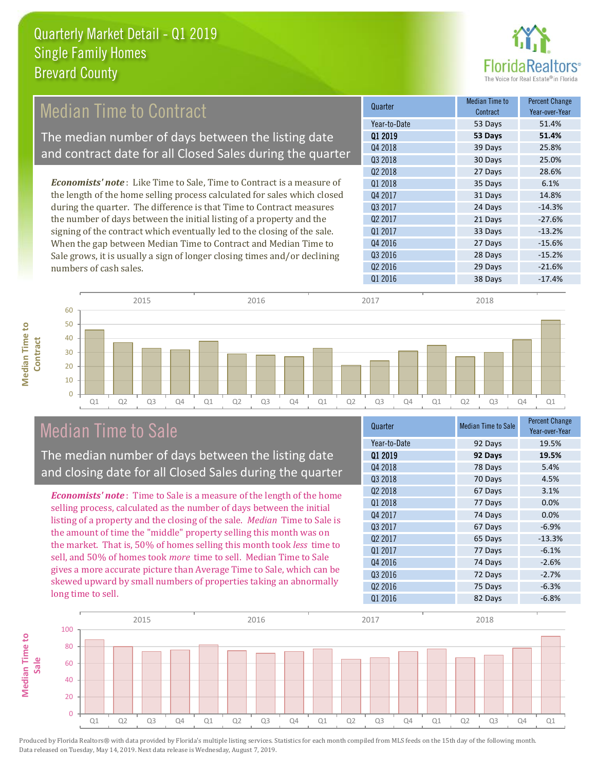# Quarterly Market Detail - Q1 2019
## Single Family Homes
## Brevard County

## Median Time to Contract

The median number of days between the listing date and contract date for all Closed Sales during the quarter

*Economists' note*: Like Time to Sale, Time to Contract is a measure of the length of the home selling process calculated for sales which closed during the quarter. The difference is that Time to Contract measures the number of days between the initial listing of a property and the signing of the contract which eventually led to the closing of the sale. When the gap between Median Time to Contract and Median Time to Sale grows, it is usually a sign of longer closing times and/or declining numbers of cash sales.

| Quarter | Median Time to Contract | Percent Change Year-over-Year |
|---|---|---|
| Year-to-Date | 53 Days | 51.4% |
| **Q1 2019** | **53 Days** | **51.4%** |
| Q4 2018 | 39 Days | 25.8% |
| Q3 2018 | 30 Days | 25.0% |
| Q2 2018 | 27 Days | 28.6% |
| Q1 2018 | 35 Days | 6.1% |
| Q4 2017 | 31 Days | 14.8% |
| Q3 2017 | 24 Days | -14.3% |
| Q2 2017 | 21 Days | -27.6% |
| Q1 2017 | 33 Days | -13.2% |
| Q4 2016 | 27 Days | -15.6% |
| Q3 2016 | 28 Days | -15.2% |
| Q2 2016 | 29 Days | -21.6% |
| Q1 2016 | 38 Days | -17.4% |

## Median Time to Sale

The median number of days between the listing date and closing date for all Closed Sales during the quarter

*Economists' note*: Time to Sale is a measure of the length of the home selling process, calculated as the number of days between the initial listing of a property and the closing of the sale. *Median* Time to Sale is the amount of time the "middle" property selling this month was on the market. That is, 50% of homes selling this month took *less* time to sell, and 50% of homes took *more* time to sell. Median Time to Sale gives a more accurate picture than Average Time to Sale, which can be skewed upward by small numbers of properties taking an abnormally long time to sell.

| Quarter | Median Time to Sale | Percent Change Year-over-Year |
|---|---|---|
| Year-to-Date | 92 Days | 19.5% |
| **Q1 2019** | **92 Days** | **19.5%** |
| Q4 2018 | 78 Days | 5.4% |
| Q3 2018 | 70 Days | 4.5% |
| Q2 2018 | 67 Days | 3.1% |
| Q1 2018 | 77 Days | 0.0% |
| Q4 2017 | 74 Days | 0.0% |
| Q3 2017 | 67 Days | -6.9% |
| Q2 2017 | 65 Days | -13.3% |
| Q1 2017 | 77 Days | -6.1% |
| Q4 2016 | 74 Days | -2.6% |
| Q3 2016 | 72 Days | -2.7% |
| Q2 2016 | 75 Days | -6.3% |
| Q1 2016 | 82 Days | -6.8% |

Produced by Florida Realtors® with data provided by Florida's multiple listing services. Statistics for each month compiled from MLS feeds on the 15th day of the following month. Data released on Tuesday, May 14, 2019. Next data release is Wednesday, August 7, 2019.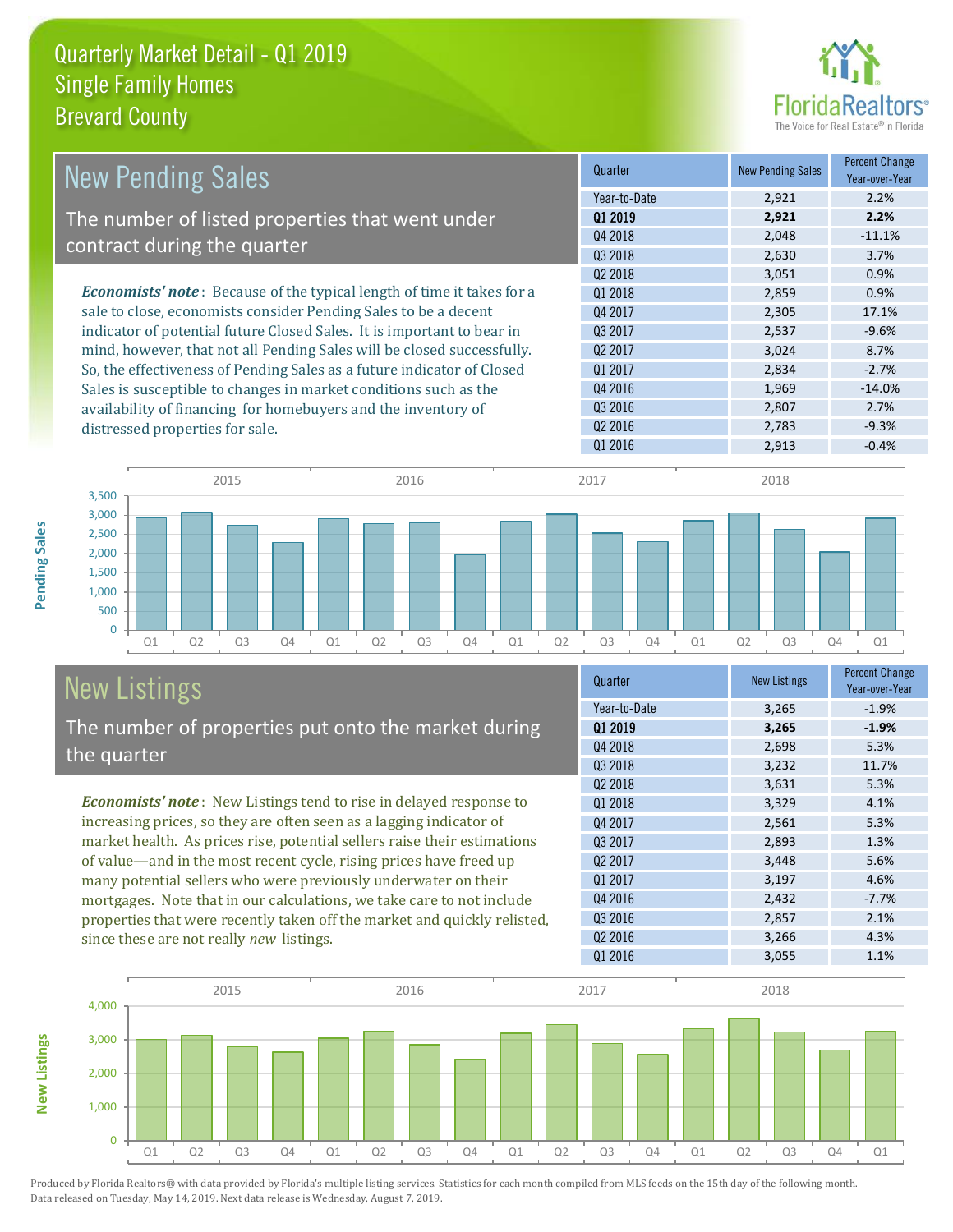Quarterly Market Detail - Q1 2019
Single Family Homes
Brevard County

## New Pending Sales

The number of listed properties that went under contract during the quarter

***Economists' note***: Because of the typical length of time it takes for a sale to close, economists consider Pending Sales to be a decent indicator of potential future Closed Sales. It is important to bear in mind, however, that not all Pending Sales will be closed successfully. So, the effectiveness of Pending Sales as a future indicator of Closed Sales is susceptible to changes in market conditions such as the availability of financing for homebuyers and the inventory of distressed properties for sale.

| Quarter | New Pending Sales | Percent Change Year-over-Year |
|---|---|---|
| Year-to-Date | 2,921 | 2.2% |
| **Q1 2019** | **2,921** | **2.2%** |
| Q4 2018 | 2,048 | -11.1% |
| Q3 2018 | 2,630 | 3.7% |
| Q2 2018 | 3,051 | 0.9% |
| Q1 2018 | 2,859 | 0.9% |
| Q4 2017 | 2,305 | 17.1% |
| Q3 2017 | 2,537 | -9.6% |
| Q2 2017 | 3,024 | 8.7% |
| Q1 2017 | 2,834 | -2.7% |
| Q4 2016 | 1,969 | -14.0% |
| Q3 2016 | 2,807 | 2.7% |
| Q2 2016 | 2,783 | -9.3% |
| Q1 2016 | 2,913 | -0.4% |

## New Listings

The number of properties put onto the market during the quarter

***Economists' note***: New Listings tend to rise in delayed response to increasing prices, so they are often seen as a lagging indicator of market health. As prices rise, potential sellers raise their estimations of value—and in the most recent cycle, rising prices have freed up many potential sellers who were previously underwater on their mortgages. Note that in our calculations, we take care to not include properties that were recently taken off the market and quickly relisted, since these are not really *new* listings.

| Quarter | New Listings | Percent Change Year-over-Year |
|---|---|---|
| Year-to-Date | 3,265 | -1.9% |
| **Q1 2019** | **3,265** | **-1.9%** |
| Q4 2018 | 2,698 | 5.3% |
| Q3 2018 | 3,232 | 11.7% |
| Q2 2018 | 3,631 | 5.3% |
| Q1 2018 | 3,329 | 4.1% |
| Q4 2017 | 2,561 | 5.3% |
| Q3 2017 | 2,893 | 1.3% |
| Q2 2017 | 3,448 | 5.6% |
| Q1 2017 | 3,197 | 4.6% |
| Q4 2016 | 2,432 | -7.7% |
| Q3 2016 | 2,857 | 2.1% |
| Q2 2016 | 3,266 | 4.3% |
| Q1 2016 | 3,055 | 1.1% |

Produced by Florida Realtors® with data provided by Florida's multiple listing services. Statistics for each month compiled from MLS feeds on the 15th day of the following month. Data released on Tuesday, May 14, 2019. Next data release is Wednesday, August 7, 2019.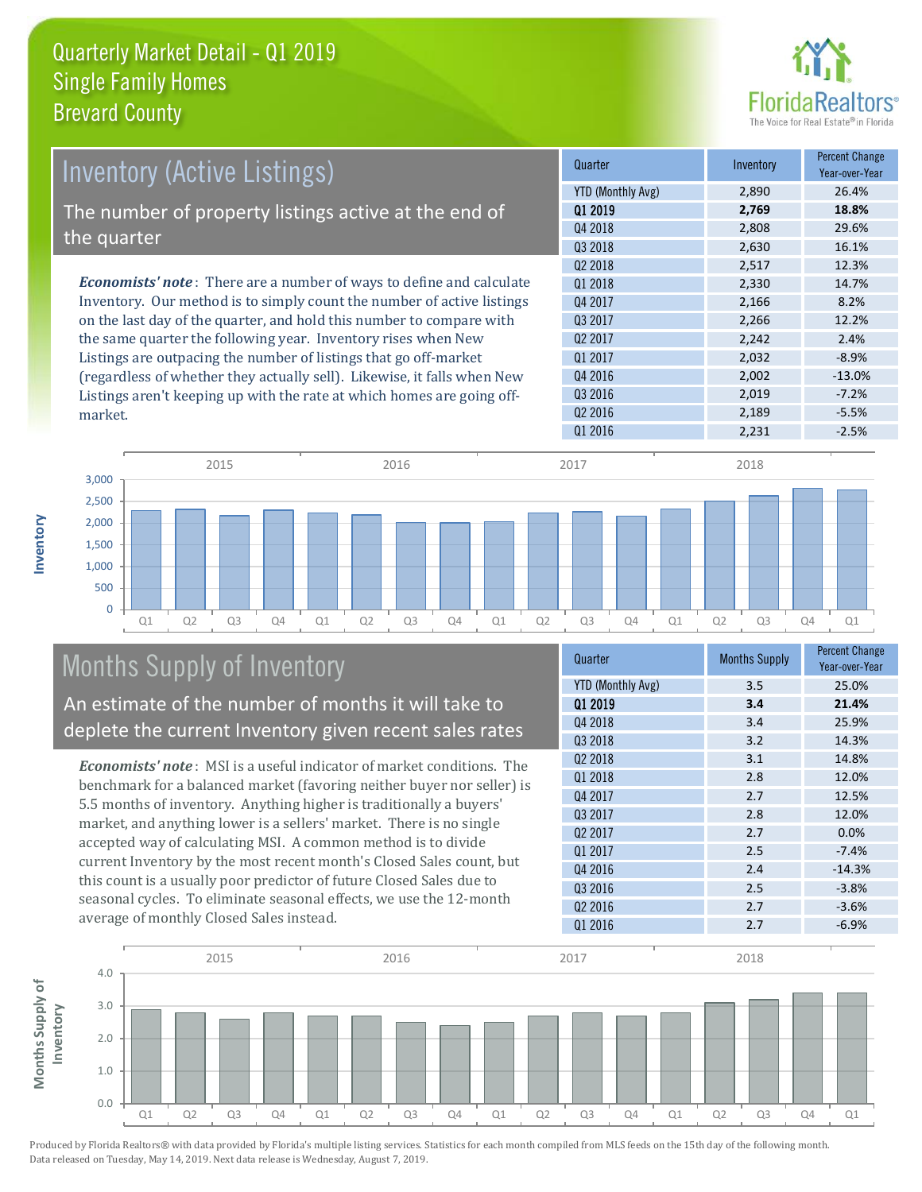# Quarterly Market Detail - Q1 2019
## Single Family Homes
## Brevard County

## Inventory (Active Listings)

The number of property listings active at the end of the quarter

***Economists' note***: There are a number of ways to define and calculate Inventory. Our method is to simply count the number of active listings on the last day of the quarter, and hold this number to compare with the same quarter the following year. Inventory rises when New Listings are outpacing the number of listings that go off-market (regardless of whether they actually sell). Likewise, it falls when New Listings aren't keeping up with the rate at which homes are going off-market.

| Quarter | Inventory | Percent Change Year-over-Year |
|---|---|---|
| YTD (Monthly Avg) | 2,890 | 26.4% |
| **Q1 2019** | **2,769** | **18.8%** |
| Q4 2018 | 2,808 | 29.6% |
| Q3 2018 | 2,630 | 16.1% |
| Q2 2018 | 2,517 | 12.3% |
| Q1 2018 | 2,330 | 14.7% |
| Q4 2017 | 2,166 | 8.2% |
| Q3 2017 | 2,266 | 12.2% |
| Q2 2017 | 2,242 | 2.4% |
| Q1 2017 | 2,032 | -8.9% |
| Q4 2016 | 2,002 | -13.0% |
| Q3 2016 | 2,019 | -7.2% |
| Q2 2016 | 2,189 | -5.5% |
| Q1 2016 | 2,231 | -2.5% |

## Months Supply of Inventory

An estimate of the number of months it will take to deplete the current Inventory given recent sales rates

***Economists' note***: MSI is a useful indicator of market conditions. The benchmark for a balanced market (favoring neither buyer nor seller) is 5.5 months of inventory. Anything higher is traditionally a buyers' market, and anything lower is a sellers' market. There is no single accepted way of calculating MSI. A common method is to divide current Inventory by the most recent month's Closed Sales count, but this count is a usually poor predictor of future Closed Sales due to seasonal cycles. To eliminate seasonal effects, we use the 12-month average of monthly Closed Sales instead.

| Quarter | Months Supply | Percent Change Year-over-Year |
|---|---|---|
| YTD (Monthly Avg) | 3.5 | 25.0% |
| **Q1 2019** | **3.4** | **21.4%** |
| Q4 2018 | 3.4 | 25.9% |
| Q3 2018 | 3.2 | 14.3% |
| Q2 2018 | 3.1 | 14.8% |
| Q1 2018 | 2.8 | 12.0% |
| Q4 2017 | 2.7 | 12.5% |
| Q3 2017 | 2.8 | 12.0% |
| Q2 2017 | 2.7 | 0.0% |
| Q1 2017 | 2.5 | -7.4% |
| Q4 2016 | 2.4 | -14.3% |
| Q3 2016 | 2.5 | -3.8% |
| Q2 2016 | 2.7 | -3.6% |
| Q1 2016 | 2.7 | -6.9% |

Produced by Florida Realtors® with data provided by Florida's multiple listing services. Statistics for each month compiled from MLS feeds on the 15th day of the following month. Data released on Tuesday, May 14, 2019. Next data release is Wednesday, August 7, 2019.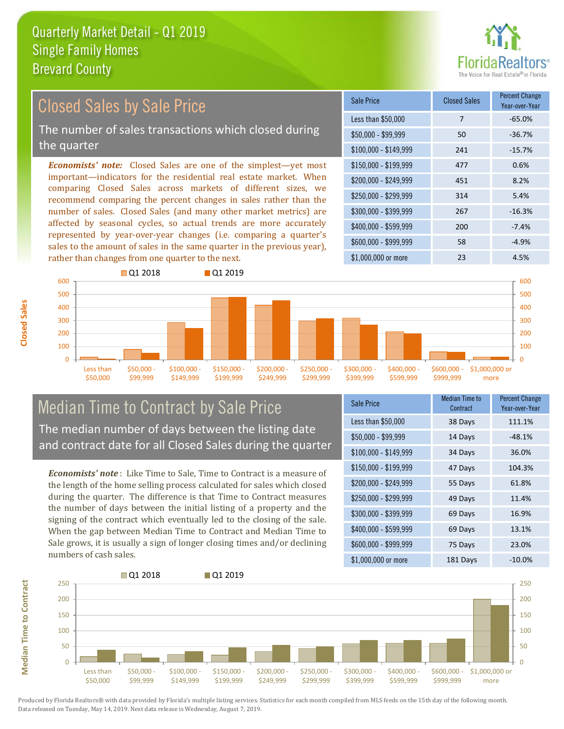# Quarterly Market Detail - Q1 2019
## Single Family Homes
## Brevard County

## Closed Sales by Sale Price

The number of sales transactions which closed during the quarter

***Economists' note:*** Closed Sales are one of the simplest—yet most important—indicators for the residential real estate market. When comparing Closed Sales across markets of different sizes, we recommend comparing the percent changes in sales rather than the number of sales. Closed Sales (and many other market metrics) are affected by seasonal cycles, so actual trends are more accurately represented by year-over-year changes (i.e. comparing a quarter's sales to the amount of sales in the same quarter in the previous year), rather than changes from one quarter to the next.

| Sale Price | Closed Sales | Percent Change Year-over-Year |
|---|---|---|
| Less than $50,000 | 7 | -65.0% |
| $50,000 - $99,999 | 50 | -36.7% |
| $100,000 - $149,999 | 241 | -15.7% |
| $150,000 - $199,999 | 477 | 0.6% |
| $200,000 - $249,999 | 451 | 8.2% |
| $250,000 - $299,999 | 314 | 5.4% |
| $300,000 - $399,999 | 267 | -16.3% |
| $400,000 - $599,999 | 200 | -7.4% |
| $600,000 - $999,999 | 58 | -4.9% |
| $1,000,000 or more | 23 | 4.5% |

## Median Time to Contract by Sale Price

The median number of days between the listing date and contract date for all Closed Sales during the quarter

***Economists' note***: Like Time to Sale, Time to Contract is a measure of the length of the home selling process calculated for sales which closed during the quarter. The difference is that Time to Contract measures the number of days between the initial listing of a property and the signing of the contract which eventually led to the closing of the sale. When the gap between Median Time to Contract and Median Time to Sale grows, it is usually a sign of longer closing times and/or declining numbers of cash sales.

| Sale Price | Median Time to Contract | Percent Change Year-over-Year |
|---|---|---|
| Less than $50,000 | 38 Days | 111.1% |
| $50,000 - $99,999 | 14 Days | -48.1% |
| $100,000 - $149,999 | 34 Days | 36.0% |
| $150,000 - $199,999 | 47 Days | 104.3% |
| $200,000 - $249,999 | 55 Days | 61.8% |
| $250,000 - $299,999 | 49 Days | 11.4% |
| $300,000 - $399,999 | 69 Days | 16.9% |
| $400,000 - $599,999 | 69 Days | 13.1% |
| $600,000 - $999,999 | 75 Days | 23.0% |
| $1,000,000 or more | 181 Days | -10.0% |

Produced by Florida Realtors® with data provided by Florida's multiple listing services. Statistics for each month compiled from MLS feeds on the 15th day of the following month. Data released on Tuesday, May 14, 2019. Next data release is Wednesday, August 7, 2019.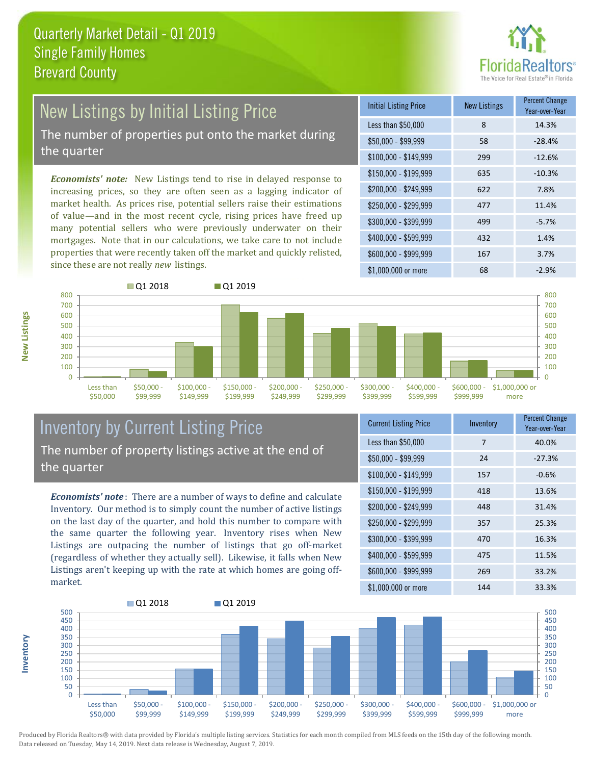# Quarterly Market Detail - Q1 2019
## Single Family Homes
## Brevard County

## New Listings by Initial Listing Price

The number of properties put onto the market during the quarter

***Economists' note:*** New Listings tend to rise in delayed response to increasing prices, so they are often seen as a lagging indicator of market health. As prices rise, potential sellers raise their estimations of value—and in the most recent cycle, rising prices have freed up many potential sellers who were previously underwater on their mortgages. Note that in our calculations, we take care to not include properties that were recently taken off the market and quickly relisted, since these are not really *new* listings.

| Initial Listing Price | New Listings | Percent Change Year-over-Year |
|---|---|---|
| Less than $50,000 | 8 | 14.3% |
| $50,000 - $99,999 | 58 | -28.4% |
| $100,000 - $149,999 | 299 | -12.6% |
| $150,000 - $199,999 | 635 | -10.3% |
| $200,000 - $249,999 | 622 | 7.8% |
| $250,000 - $299,999 | 477 | 11.4% |
| $300,000 - $399,999 | 499 | -5.7% |
| $400,000 - $599,999 | 432 | 1.4% |
| $600,000 - $999,999 | 167 | 3.7% |
| $1,000,000 or more | 68 | -2.9% |

## Inventory by Current Listing Price

The number of property listings active at the end of the quarter

***Economists' note***: There are a number of ways to define and calculate Inventory. Our method is to simply count the number of active listings on the last day of the quarter, and hold this number to compare with the same quarter the following year. Inventory rises when New Listings are outpacing the number of listings that go off-market (regardless of whether they actually sell). Likewise, it falls when New Listings aren't keeping up with the rate at which homes are going off-market.

| Current Listing Price | Inventory | Percent Change Year-over-Year |
|---|---|---|
| Less than $50,000 | 7 | 40.0% |
| $50,000 - $99,999 | 24 | -27.3% |
| $100,000 - $149,999 | 157 | -0.6% |
| $150,000 - $199,999 | 418 | 13.6% |
| $200,000 - $249,999 | 448 | 31.4% |
| $250,000 - $299,999 | 357 | 25.3% |
| $300,000 - $399,999 | 470 | 16.3% |
| $400,000 - $599,999 | 475 | 11.5% |
| $600,000 - $999,999 | 269 | 33.2% |
| $1,000,000 or more | 144 | 33.3% |

Produced by Florida Realtors® with data provided by Florida's multiple listing services. Statistics for each month compiled from MLS feeds on the 15th day of the following month. Data released on Tuesday, May 14, 2019. Next data release is Wednesday, August 7, 2019.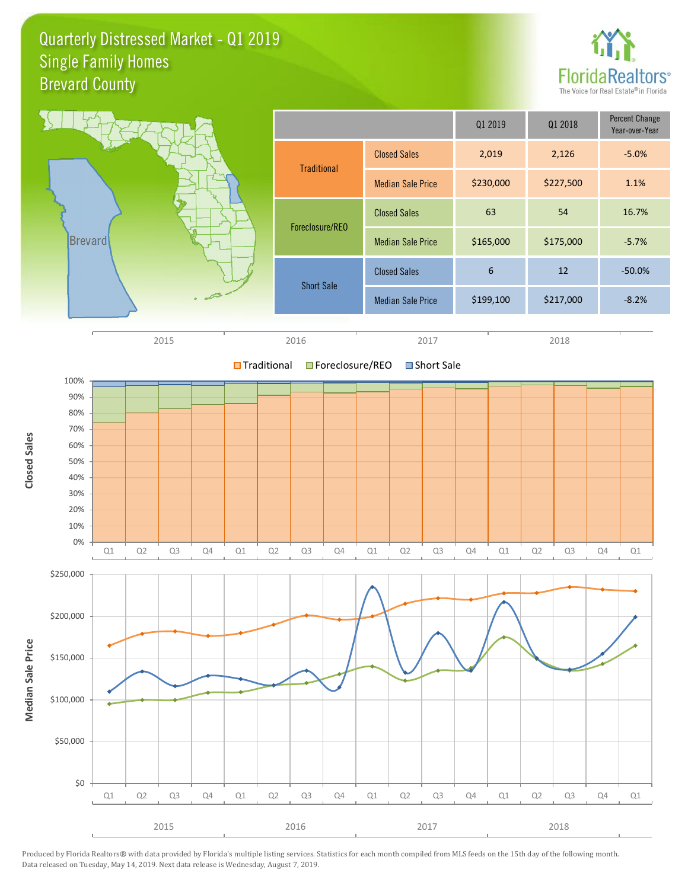# Quarterly Distressed Market - Q1 2019
## Single Family Homes
## Brevard County

FloridaRealtors®
The Voice for Real Estate® in Florida

Brevard

| | | Q1 2019 | Q1 2018 | Percent Change Year-over-Year |
|---|---|---|---|---|
| Traditional | Closed Sales | 2,019 | 2,126 | -5.0% |
| | Median Sale Price | $230,000 | $227,500 | 1.1% |
| Foreclosure/REO | Closed Sales | 63 | 54 | 16.7% |
| | Median Sale Price | $165,000 | $175,000 | -5.7% |
| Short Sale | Closed Sales | 6 | 12 | -50.0% |
| | Median Sale Price | $199,100 | $217,000 | -8.2% |

2015 2016 2017 2018

Traditional Foreclosure/REO Short Sale

Closed Sales

100% 90% 80% 70% 60% 50% 40% 30% 20% 10% 0%

Q1 Q2 Q3 Q4 Q1 Q2 Q3 Q4 Q1 Q2 Q3 Q4 Q1 Q2 Q3 Q4 Q1

Median Sale Price

$250,000 $200,000 $150,000 $100,000 $50,000 $0

Q1 Q2 Q3 Q4 Q1 Q2 Q3 Q4 Q1 Q2 Q3 Q4 Q1 Q2 Q3 Q4 Q1

2015 2016 2017 2018

Produced by Florida Realtors® with data provided by Florida's multiple listing services. Statistics for each month compiled from MLS feeds on the 15th day of the following month.
Data released on Tuesday, May 14, 2019. Next data release is Wednesday, August 7, 2019.